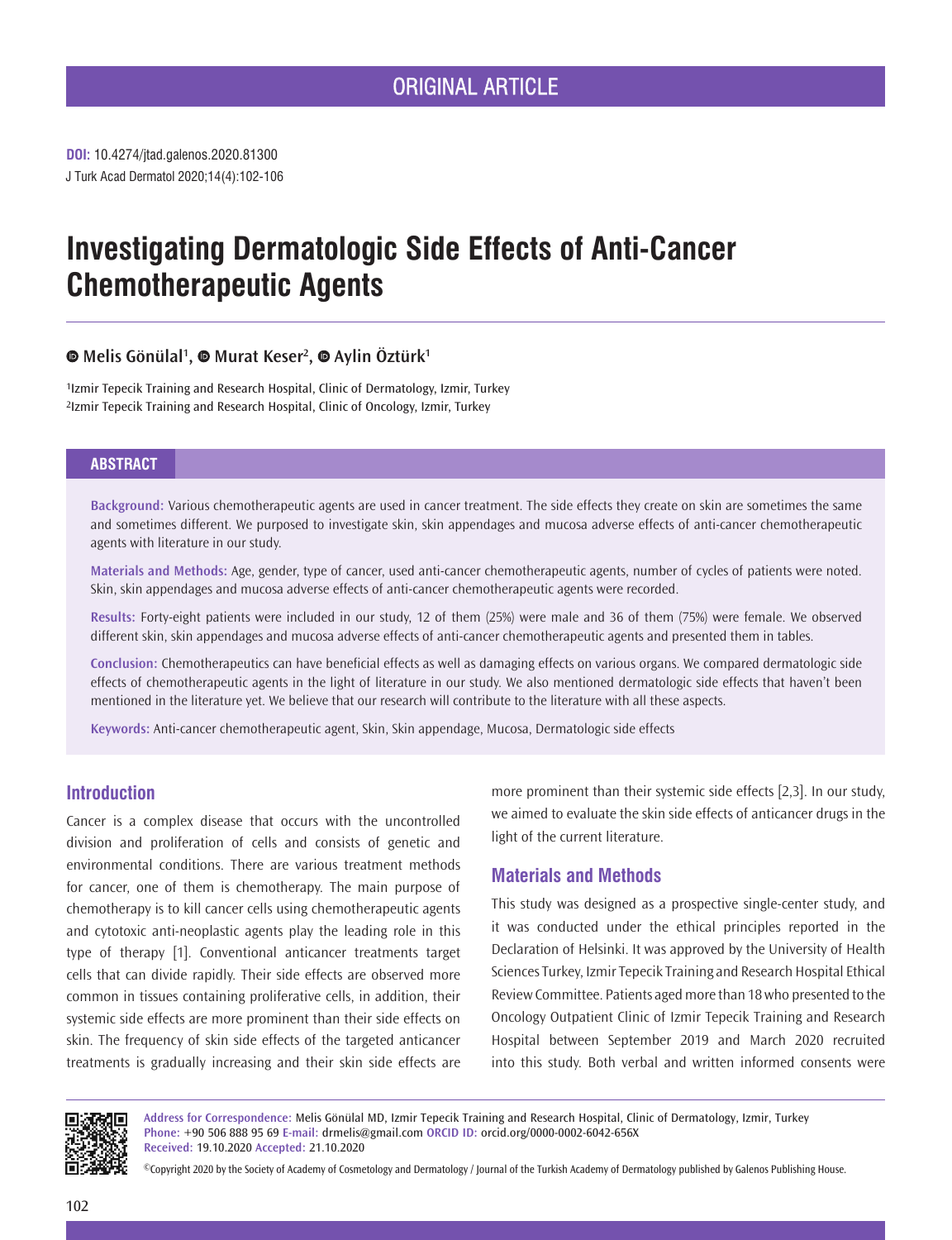ORIGINAL ARTICLE

**DOI:** 10.4274/jtad.galenos.2020.81300

# Investigating Dermatologic Side Effects of Anti-Cancer Chemotherapeutic Agents

**Melis Gönülal[1], Murat Keser[2], Aylin Öztürk[1]**

[1]Izmir Tepecik Training and Research Hospital, Clinic of Dermatology, Izmir, Turkey
[2]Izmir Tepecik Training and Research Hospital, Clinic of Oncology, Izmir, Turkey

## ABSTRACT

**Background:** Various chemotherapeutic agents are used in cancer treatment. The side effects they create on skin are sometimes the same and sometimes different. We purposed to investigate skin, skin appendages and mucosa adverse effects of anti-cancer chemotherapeutic agents with literature in our study.

**Materials and Methods:** Age, gender, type of cancer, used anti-cancer chemotherapeutic agents, number of cycles of patients were noted. Skin, skin appendages and mucosa adverse effects of anti-cancer chemotherapeutic agents were recorded.

**Results:** Forty-eight patients were included in our study, 12 of them (25%) were male and 36 of them (75%) were female. We observed different skin, skin appendages and mucosa adverse effects of anti-cancer chemotherapeutic agents and presented them in tables.

**Conclusion:** Chemotherapeutics can have beneficial effects as well as damaging effects on various organs. We compared dermatologic side effects of chemotherapeutic agents in the light of literature in our study. We also mentioned dermatologic side effects that haven't been mentioned in the literature yet. We believe that our research will contribute to the literature with all these aspects.

**Keywords:** Anti-cancer chemotherapeutic agent, Skin, Skin appendage, Mucosa, Dermatologic side effects

## Introduction

Cancer is a complex disease that occurs with the uncontrolled division and proliferation of cells and consists of genetic and environmental conditions. There are various treatment methods for cancer, one of them is chemotherapy. The main purpose of chemotherapy is to kill cancer cells using chemotherapeutic agents and cytotoxic anti-neoplastic agents play the leading role in this type of therapy [1]. Conventional anticancer treatments target cells that can divide rapidly. Their side effects are observed more common in tissues containing proliferative cells, in addition, their systemic side effects are more prominent than their side effects on skin. The frequency of skin side effects of the targeted anticancer treatments is gradually increasing and their skin side effects are more prominent than their systemic side effects [2,3]. In our study, we aimed to evaluate the skin side effects of anticancer drugs in the light of the current literature.

## Materials and Methods

This study was designed as a prospective single-center study, and it was conducted under the ethical principles reported in the Declaration of Helsinki. It was approved by the University of Health Sciences Turkey, Izmir Tepecik Training and Research Hospital Ethical Review Committee. Patients aged more than 18 who presented to the Oncology Outpatient Clinic of Izmir Tepecik Training and Research Hospital between September 2019 and March 2020 recruited into this study. Both verbal and written informed consents were

**Address for Correspondence:** Melis Gönülal MD, Izmir Tepecik Training and Research Hospital, Clinic of Dermatology, Izmir, Turkey
**Phone:** +90 506 888 95 69 **E-mail:** drmelis@gmail.com **ORCID ID:** orcid.org/0000-0002-6042-656X
**Received:** 19.10.2020 **Accepted:** 21.10.2020

©Copyright 2020 by the Society of Academy of Cosmetology and Dermatology / Journal of the Turkish Academy of Dermatology published by Galenos Publishing House.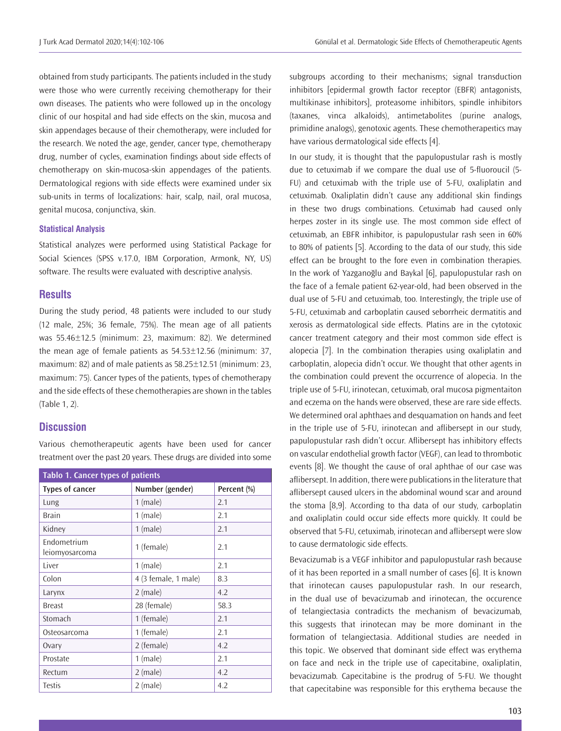obtained from study participants. The patients included in the study were those who were currently receiving chemotherapy for their own diseases. The patients who were followed up in the oncology clinic of our hospital and had side effects on the skin, mucosa and skin appendages because of their chemotherapy, were included for the research. We noted the age, gender, cancer type, chemotherapy drug, number of cycles, examination findings about side effects of chemotherapy on skin-mucosa-skin appendages of the patients. Dermatological regions with side effects were examined under six sub-units in terms of localizations: hair, scalp, nail, oral mucosa, genital mucosa, conjunctiva, skin.

#### Statistical Analysis

Statistical analyzes were performed using Statistical Package for Social Sciences (SPSS v.17.0, IBM Corporation, Armonk, NY, US) software. The results were evaluated with descriptive analysis.

## Results

During the study period, 48 patients were included to our study (12 male, 25%; 36 female, 75%). The mean age of all patients was 55.46±12.5 (minimum: 23, maximum: 82). We determined the mean age of female patients as 54.53±12.56 (minimum: 37, maximum: 82) and of male patients as 58.25±12.51 (minimum: 23, maximum: 75). Cancer types of the patients, types of chemotherapy and the side effects of these chemotherapies are shown in the tables (Table 1, 2).

## Discussion

Various chemotherapeutic agents have been used for cancer treatment over the past 20 years. These drugs are divided into some subgroups according to their mechanisms; signal transduction inhibitors [epidermal growth factor receptor (EBFR) antagonists, multikinase inhibitors], proteasome inhibitors, spindle inhibitors (taxanes, vinca alkaloids), antimetabolites (purine analogs, primidine analogs), genotoxic agents. These chemotherapeıtics may have various dermatological side effects [4].

**Tablo 1. Cancer types of patients**

| Types of cancer | Number (gender) | Percent (%) |
|---|---|---|
| Lung | 1 (male) | 2.1 |
| Brain | 1 (male) | 2.1 |
| Kidney | 1 (male) | 2.1 |
| Endometrium leiomyosarcoma | 1 (female) | 2.1 |
| Liver | 1 (male) | 2.1 |
| Colon | 4 (3 female, 1 male) | 8.3 |
| Larynx | 2 (male) | 4.2 |
| Breast | 28 (female) | 58.3 |
| Stomach | 1 (female) | 2.1 |
| Osteosarcoma | 1 (female) | 2.1 |
| Ovary | 2 (female) | 4.2 |
| Prostate | 1 (male) | 2.1 |
| Rectum | 2 (male) | 4.2 |
| Testis | 2 (male) | 4.2 |

In our study, it is thought that the papulopustular rash is mostly due to cetuximab if we compare the dual use of 5-fluoroucil (5-FU) and cetuximab with the triple use of 5-FU, oxaliplatin and cetuximab. Oxaliplatin didn't cause any additional skin findings in these two drugs combinations. Cetuximab had caused only herpes zoster in its single use. The most common side effect of cetuximab, an EBFR inhibitor, is papulopustular rash seen in 60% to 80% of patients [5]. According to the data of our study, this side effect can be brought to the fore even in combination therapies. In the work of Yazganoğlu and Baykal [6], papulopustular rash on the face of a female patient 62-year-old, had been observed in the dual use of 5-FU and cetuximab, too. Interestingly, the triple use of 5-FU, cetuximab and carboplatin caused seborrheic dermatitis and xerosis as dermatological side effects. Platins are in the cytotoxic cancer treatment category and their most common side effect is alopecia [7]. In the combination therapies using oxaliplatin and carboplatin, alopecia didn't occur. We thought that other agents in the combination could prevent the occurrence of alopecia. In the triple use of 5-FU, irinotecan, cetuximab, oral mucosa pigmentaiton and eczema on the hands were observed, these are rare side effects. We determined oral aphthaes and desquamation on hands and feet in the triple use of 5-FU, irinotecan and aflibersept in our study, papulopustular rash didn't occur. Aflibersept has inhibitory effects on vascular endothelial growth factor (VEGF), can lead to thrombotic events [8]. We thought the cause of oral aphthae of our case was aflibersept. In addition, there were publications in the literature that aflibersept caused ulcers in the abdominal wound scar and around the stoma [8,9]. According to tha data of our study, carboplatin and oxaliplatin could occur side effects more quickly. It could be observed that 5-FU, cetuximab, irinotecan and aflibersept were slow to cause dermatologic side effects.

Bevacizumab is a VEGF inhibitor and papulopustular rash because of it has been reported in a small number of cases [6]. It is known that irinotecan causes papulopustular rash. In our research, in the dual use of bevacizumab and irinotecan, the occurence of telangiectasia contradicts the mechanism of bevacizumab, this suggests that irinotecan may be more dominant in the formation of telangiectasia. Additional studies are needed in this topic. We observed that dominant side effect was erythema on face and neck in the triple use of capecitabine, oxaliplatin, bevacizumab. Capecitabine is the prodrug of 5-FU. We thought that capecitabine was responsible for this erythema because the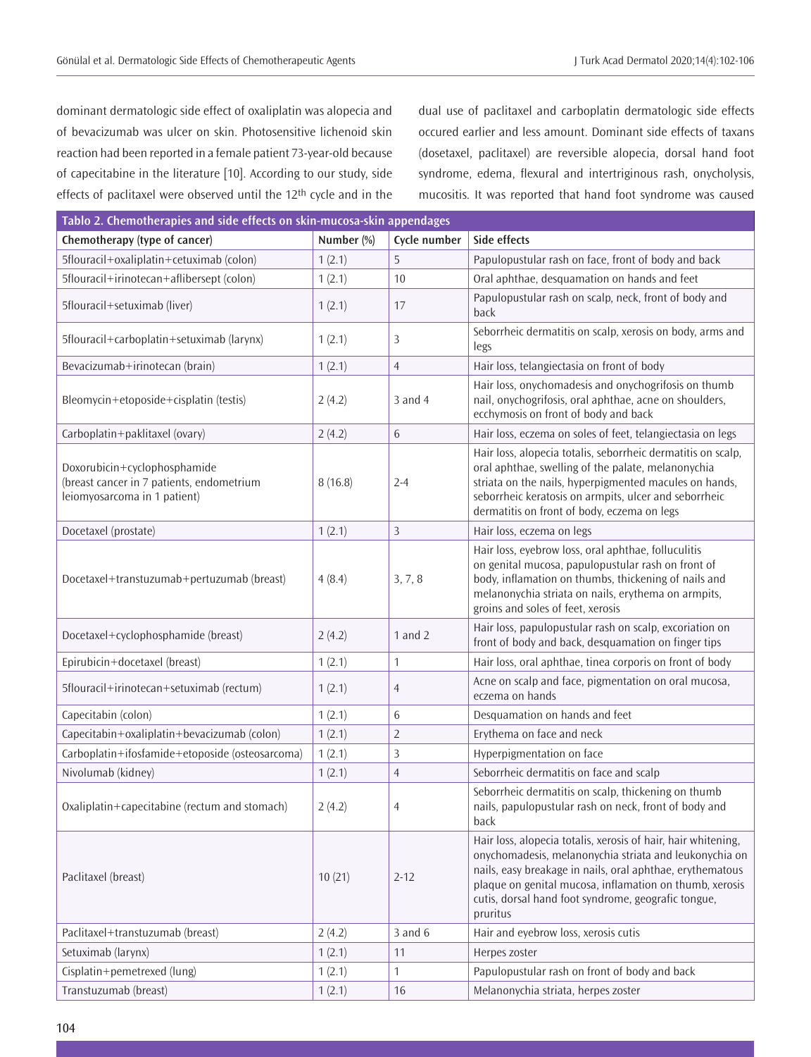dominant dermatologic side effect of oxaliplatin was alopecia and of bevacizumab was ulcer on skin. Photosensitive lichenoid skin reaction had been reported in a female patient 73-year-old because of capecitabine in the literature [10]. According to our study, side effects of paclitaxel were observed until the 12th cycle and in the dual use of paclitaxel and carboplatin dermatologic side effects occured earlier and less amount. Dominant side effects of taxans (dosetaxel, paclitaxel) are reversible alopecia, dorsal hand foot syndrome, edema, flexural and intertriginous rash, onycholysis, mucositis. It was reported that hand foot syndrome was caused

**Tablo 2. Chemotherapies and side effects on skin-mucosa-skin appendages**

| Chemotherapy (type of cancer) | Number (%) | Cycle number | Side effects |
|---|---|---|---|
| 5flouracil+oxaliplatin+cetuximab (colon) | 1 (2.1) | 5 | Papulopustular rash on face, front of body and back |
| 5flouracil+irinotecan+aflibersept (colon) | 1 (2.1) | 10 | Oral aphthae, desquamation on hands and feet |
| 5flouracil+setuximab (liver) | 1 (2.1) | 17 | Papulopustular rash on scalp, neck, front of body and back |
| 5flouracil+carboplatin+setuximab (larynx) | 1 (2.1) | 3 | Seborrheic dermatitis on scalp, xerosis on body, arms and legs |
| Bevacizumab+irinotecan (brain) | 1 (2.1) | 4 | Hair loss, telangiectasia on front of body |
| Bleomycin+etoposide+cisplatin (testis) | 2 (4.2) | 3 and 4 | Hair loss, onychomadesis and onychogrifosis on thumb nail, onychogrifosis, oral aphthae, acne on shoulders, ecchymosis on front of body and back |
| Carboplatin+paklitaxel (ovary) | 2 (4.2) | 6 | Hair loss, eczema on soles of feet, telangiectasia on legs |
| Doxorubicin+cyclophosphamide (breast cancer in 7 patients, endometrium leiomyosarcoma in 1 patient) | 8 (16.8) | 2-4 | Hair loss, alopecia totalis, seborrheic dermatitis on scalp, oral aphthae, swelling of the palate, melanonychia striata on the nails, hyperpigmented macules on hands, seborrheic keratosis on armpits, ulcer and seborrheic dermatitis on front of body, eczema on legs |
| Docetaxel (prostate) | 1 (2.1) | 3 | Hair loss, eczema on legs |
| Docetaxel+transtuzumab+pertuzumab (breast) | 4 (8.4) | 3, 7, 8 | Hair loss, eyebrow loss, oral aphthae, folluculitis on genital mucosa, papulopustular rash on front of body, inflamation of thumbs, thickening of nails and melanonychia striata on nails, erythema on armpits, groins and soles of feet, xerosis |
| Docetaxel+cyclophosphamide (breast) | 2 (4.2) | 1 and 2 | Hair loss, papulopustular rash on scalp, excoriation on front of body and back, desquamation on finger tips |
| Epirubicin+docetaxel (breast) | 1 (2.1) | 1 | Hair loss, oral aphthae, tinea corporis on front of body |
| 5flouracil+irinotecan+setuximab (rectum) | 1 (2.1) | 4 | Acne on scalp and face, pigmentation on oral mucosa, eczema on hands |
| Capecitabin (colon) | 1 (2.1) | 6 | Desquamation on hands and feet |
| Capecitabin+oxaliplatin+bevacizumab (colon) | 1 (2.1) | 2 | Erythema on face and neck |
| Carboplatin+ifosfamide+etoposide (osteosarcoma) | 1 (2.1) | 3 | Hyperpigmentation on face |
| Nivolumab (kidney) | 1 (2.1) | 4 | Seborrheic dermatitis on face and scalp |
| Oxaliplatin+capecitabine (rectum and stomach) | 2 (4.2) | 4 | Seborrheic dermatitis on scalp, thickening on thumb nails, papulopustular rash on neck, front of body and back |
| Paclitaxel (breast) | 10 (21) | 2-12 | Hair loss, alopecia totalis, xerosis of hair, hair whitening, onychomadesis, melanonychia striata and leukonychia on nails, easy breakage in nails, oral aphthae, erythematous plaque on genital mucosa, inflamation on thumb, xerosis cutis, dorsal hand foot syndrome, geografic tongue, pruritus |
| Paclitaxel+transtuzumab (breast) | 2 (4.2) | 3 and 6 | Hair and eyebrow loss, xerosis cutis |
| Setuximab (larynx) | 1 (2.1) | 11 | Herpes zoster |
| Cisplatin+pemetrexed (lung) | 1 (2.1) | 1 | Papulopustular rash on front of body and back |
| Transtuzumab (breast) | 1 (2.1) | 16 | Melanonychia striata, herpes zoster |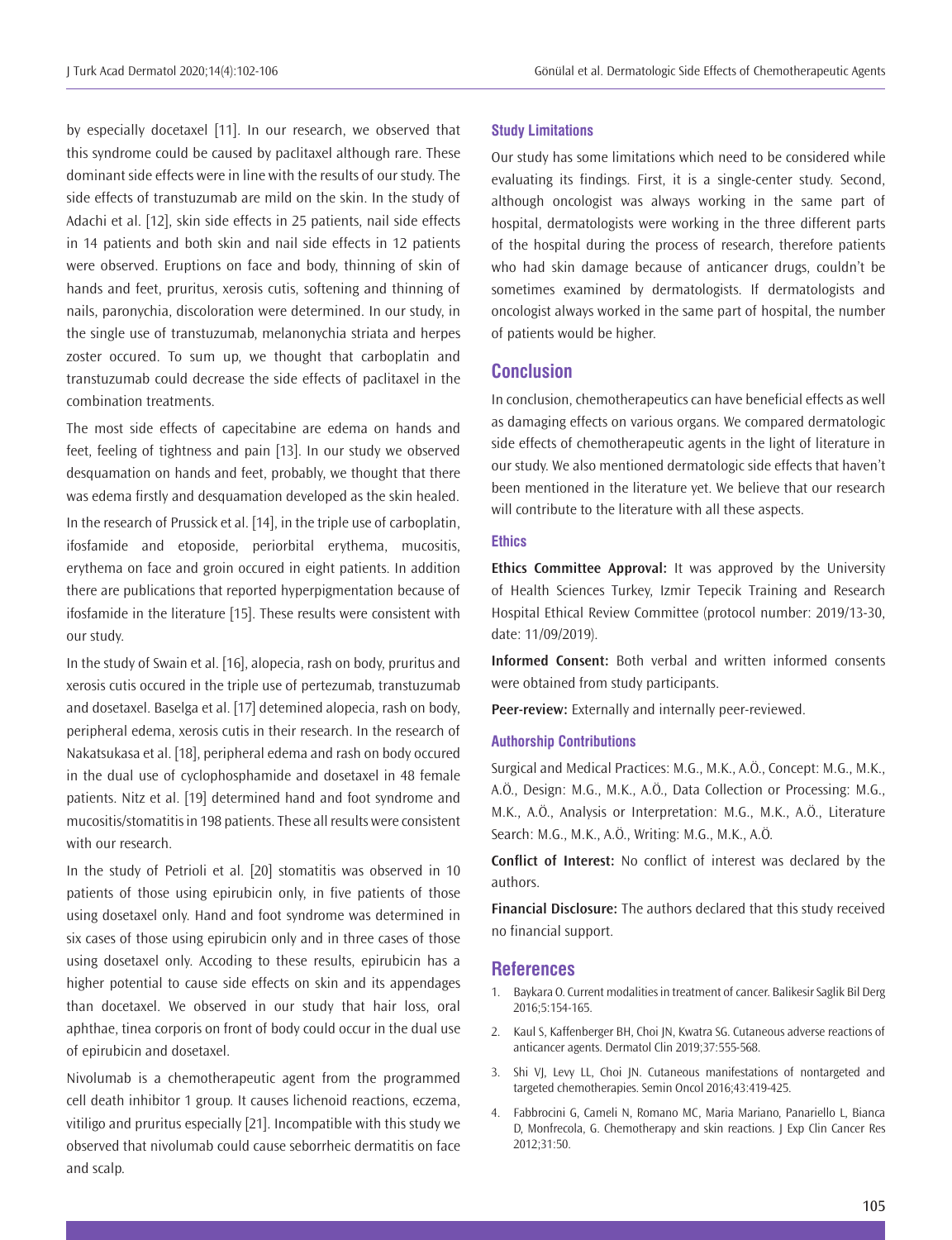by especially docetaxel [11]. In our research, we observed that this syndrome could be caused by paclitaxel although rare. These dominant side effects were in line with the results of our study. The side effects of transtuzumab are mild on the skin. In the study of Adachi et al. [12], skin side effects in 25 patients, nail side effects in 14 patients and both skin and nail side effects in 12 patients were observed. Eruptions on face and body, thinning of skin of hands and feet, pruritus, xerosis cutis, softening and thinning of nails, paronychia, discoloration were determined. In our study, in the single use of transtuzumab, melanonychia striata and herpes zoster occured. To sum up, we thought that carboplatin and transtuzumab could decrease the side effects of paclitaxel in the combination treatments.

The most side effects of capecitabine are edema on hands and feet, feeling of tightness and pain [13]. In our study we observed desquamation on hands and feet, probably, we thought that there was edema firstly and desquamation developed as the skin healed.

In the research of Prussick et al. [14], in the triple use of carboplatin, ifosfamide and etoposide, periorbital erythema, mucositis, erythema on face and groin occured in eight patients. In addition there are publications that reported hyperpigmentation because of ifosfamide in the literature [15]. These results were consistent with our study.

In the study of Swain et al. [16], alopecia, rash on body, pruritus and xerosis cutis occured in the triple use of pertezumab, transtuzumab and dosetaxel. Baselga et al. [17] detemined alopecia, rash on body, peripheral edema, xerosis cutis in their research. In the research of Nakatsukasa et al. [18], peripheral edema and rash on body occured in the dual use of cyclophosphamide and dosetaxel in 48 female patients. Nitz et al. [19] determined hand and foot syndrome and mucositis/stomatitis in 198 patients. These all results were consistent with our research.

In the study of Petrioli et al. [20] stomatitis was observed in 10 patients of those using epirubicin only, in five patients of those using dosetaxel only. Hand and foot syndrome was determined in six cases of those using epirubicin only and in three cases of those using dosetaxel only. Accoding to these results, epirubicin has a higher potential to cause side effects on skin and its appendages than docetaxel. We observed in our study that hair loss, oral aphthae, tinea corporis on front of body could occur in the dual use of epirubicin and dosetaxel.

Nivolumab is a chemotherapeutic agent from the programmed cell death inhibitor 1 group. It causes lichenoid reactions, eczema, vitiligo and pruritus especially [21]. Incompatible with this study we observed that nivolumab could cause seborrheic dermatitis on face and scalp.

### Study Limitations

Our study has some limitations which need to be considered while evaluating its findings. First, it is a single-center study. Second, although oncologist was always working in the same part of hospital, dermatologists were working in the three different parts of the hospital during the process of research, therefore patients who had skin damage because of anticancer drugs, couldn't be sometimes examined by dermatologists. If dermatologists and oncologist always worked in the same part of hospital, the number of patients would be higher.

## Conclusion

In conclusion, chemotherapeutics can have beneficial effects as well as damaging effects on various organs. We compared dermatologic side effects of chemotherapeutic agents in the light of literature in our study. We also mentioned dermatologic side effects that haven't been mentioned in the literature yet. We believe that our research will contribute to the literature with all these aspects.

### Ethics

**Ethics Committee Approval:** It was approved by the University of Health Sciences Turkey, Izmir Tepecik Training and Research Hospital Ethical Review Committee (protocol number: 2019/13-30, date: 11/09/2019).

**Informed Consent:** Both verbal and written informed consents were obtained from study participants.

**Peer-review:** Externally and internally peer-reviewed.

### Authorship Contributions

Surgical and Medical Practices: M.G., M.K., A.Ö., Concept: M.G., M.K., A.Ö., Design: M.G., M.K., A.Ö., Data Collection or Processing: M.G., M.K., A.Ö., Analysis or Interpretation: M.G., M.K., A.Ö., Literature Search: M.G., M.K., A.Ö., Writing: M.G., M.K., A.Ö.

**Conflict of Interest:** No conflict of interest was declared by the authors.

**Financial Disclosure:** The authors declared that this study received no financial support.

## References

1. Baykara O. Current modalities in treatment of cancer. Balikesir Saglik Bil Derg 2016;5:154-165.
2. Kaul S, Kaffenberger BH, Choi JN, Kwatra SG. Cutaneous adverse reactions of anticancer agents. Dermatol Clin 2019;37:555-568.
3. Shi VJ, Levy LL, Choi JN. Cutaneous manifestations of nontargeted and targeted chemotherapies. Semin Oncol 2016;43:419-425.
4. Fabbrocini G, Cameli N, Romano MC, Maria Mariano, Panariello L, Bianca D, Monfrecola, G. Chemotherapy and skin reactions. J Exp Clin Cancer Res 2012;31:50.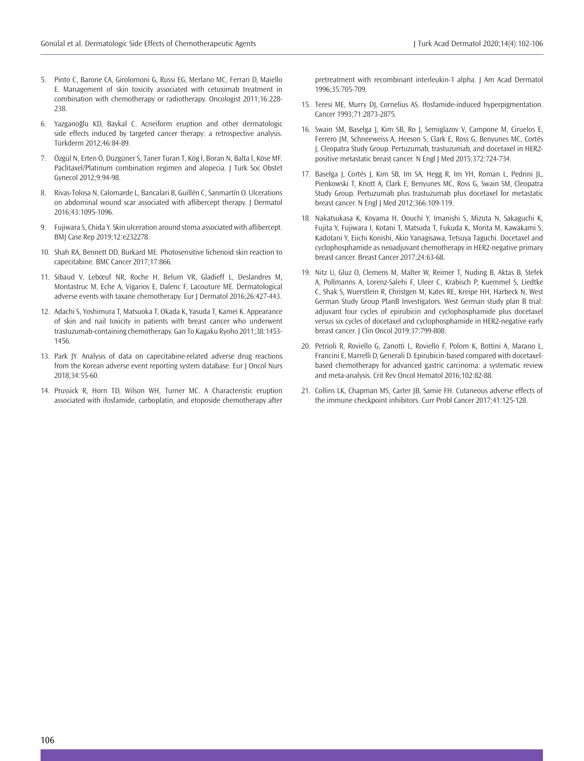5. Pinto C, Barone CA, Girolomoni G, Russi EG, Merlano MC, Ferrari D, Maiello E. Management of skin toxicity associated with cetuximab treatment in combination with chemotherapy or radiotherapy. Oncologist 2011;16:228-238.

6. Yazganoğlu KD, Baykal C. Acneiform eruption and other dermatologic side effects induced by targeted cancer therapy: a retrospective analysis. Türkderm 2012;46:84-89.

7. Özgül N, Erten Ö, Düzgüner S, Taner Turan T, Kög İ, Boran N, Balta İ, Köse MF. Paclitaxel/Platinum combination regimen and alopecia. J Turk Soc Obstet Gynecol 2012;9:94-98.

8. Rivas-Tolosa N, Calomarde L, Bancalari B, Guillén C, Sanmartín O. Ulcerations on abdominal wound scar associated with aflibercept therapy. J Dermatol 2016;43:1095-1096.

9. Fujiwara S, Chida Y. Skin ulceration around stoma associated with aflibercept. BMJ Case Rep 2019;12:e232278.

10. Shah RA, Bennett DD, Burkard ME. Photosensitive lichenoid skin reaction to capecitabine. BMC Cancer 2017;17:866.

11. Sibaud V, Lebœuf NR, Roche H, Belum VR, Gladieff L, Deslandres M, Montastruc M, Eche A, Vigarios E, Dalenc F, Lacouture ME. Dermatological adverse events with taxane chemotherapy. Eur J Dermatol 2016;26:427-443.

12. Adachi S, Yoshimura T, Matsuoka T, Okada K, Yasuda T, Kamei K. Appearance of skin and nail toxicity in patients with breast cancer who underwent trastuzumab-containing chemotherapy. Gan To Kagaku Ryoho 2011;38:1453-1456.

13. Park JY. Analysis of data on capecitabine-related adverse drug reactions from the Korean adverse event reporting system database. Eur J Oncol Nurs 2018;34:55-60.

14. Prussick R, Horn TD, Wilson WH, Turner MC. A Characteristic eruption associated with ifosfamide, carboplatin, and etoposide chemotherapy after pretreatment with recombinant interleukin-1 alpha. J Am Acad Dermatol 1996;35:705-709.

15. Teresi ME, Murry DJ, Cornelius AS. Ifosfamide-induced hyperpigmentation. Cancer 1993;71:2873-2875.

16. Swain SM, Baselga J, Kim SB, Ro J, Semiglazov V, Campone M, Ciruelos E, Ferrero JM, Schneeweiss A, Heeson S, Clark E, Ross G, Benyunes MC, Cortés J, Cleopatra Study Group. Pertuzumab, trastuzumab, and docetaxel in HER2-positive metastatic breast cancer. N Engl J Med 2015;372:724-734.

17. Baselga J, Cortés J, Kim SB, Im SA, Hegg R, Im YH, Roman L, Pedrini JL, Pienkowski T, Knott A, Clark E, Benyunes MC, Ross G, Swain SM, Cleopatra Study Group. Pertuzumab plus trastuzumab plus docetaxel for metastatic breast cancer. N Engl J Med 2012;366:109-119.

18. Nakatsukasa K, Koyama H, Oouchi Y, Imanishi S, Mizuta N, Sakaguchi K, Fujita Y, Fujiwara I, Kotani T, Matsuda T, Fukuda K, Morita M, Kawakami S, Kadotani Y, Eiichi Konishi, Akio Yanagisawa, Tetsuya Taguchi. Docetaxel and cyclophosphamide as neoadjuvant chemotherapy in HER2-negative primary breast cancer. Breast Cancer 2017;24:63-68.

19. Nitz U, Gluz O, Clemens M, Malter W, Reimer T, Nuding B, Aktas B, Stefek A, Pollmanns A, Lorenz-Salehi F, Uleer C, Krabisch P, Kuemmel S, Liedtke C, Shak S, Wuerstlein R, Christgen M, Kates RE, Kreipe HH, Harbeck N, West German Study Group PlanB Investigators. West German study plan B trial: adjuvant four cycles of epirubicin and cyclophosphamide plus docetaxel versus six cycles of docetaxel and cyclophosphamide in HER2-negative early breast cancer. J Clin Oncol 2019;37:799-808.

20. Petrioli R, Roviello G, Zanotti L, Roviello F, Polom K, Bottini A, Marano L, Francini E, Marrelli D, Generali D. Epirubicin-based compared with docetaxel-based chemotherapy for advanced gastric carcinoma: a systematic review and meta-analysis. Crit Rev Oncol Hematol 2016;102:82-88.

21. Collins LK, Chapman MS, Carter JB, Samie FH. Cutaneous adverse effects of the immune checkpoint inhibitors. Curr Probl Cancer 2017;41:125-128.